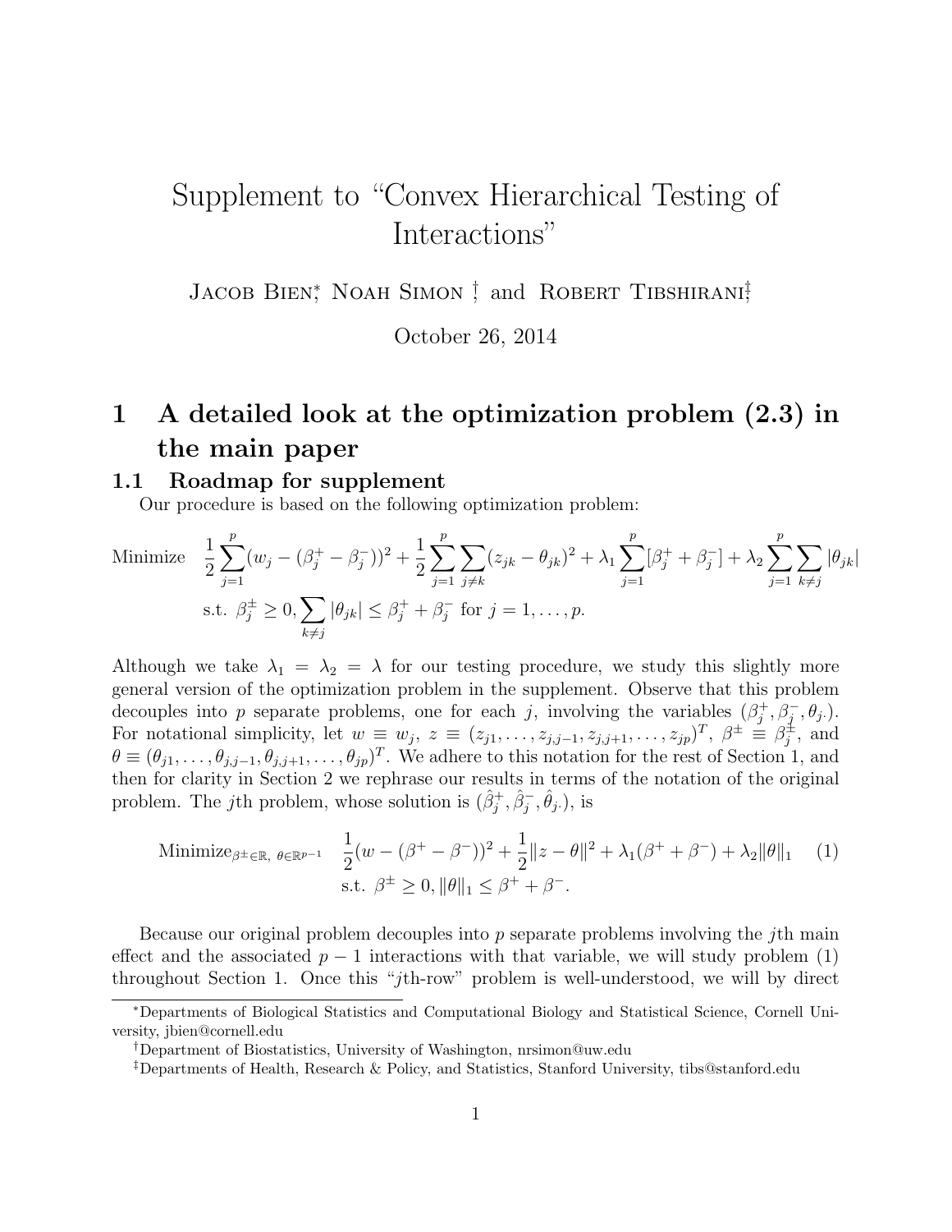# Supplement to "Convex Hierarchical Testing of Interactions"

Jacob Bien[*], Noah Simon[†] and Robert Tibshirani[‡]

October 26, 2014

## 1 A detailed look at the optimization problem (2.3) in the main paper

### 1.1 Roadmap for supplement

Our procedure is based on the following optimization problem:

$$
\begin{aligned}
\text{Minimize} \quad & \frac{1}{2}\sum_{j=1}^{p}(w_j - (\beta_j^+ - \beta_j^-))^2 + \frac{1}{2}\sum_{j=1}^{p}\sum_{j\neq k}(z_{jk} - \theta_{jk})^2 + \lambda_1\sum_{j=1}^{p}[\beta_j^+ + \beta_j^-] + \lambda_2\sum_{j=1}^{p}\sum_{k\neq j}|\theta_{jk}| \\
\text{s.t.} \quad & \beta_j^\pm \geq 0, \sum_{k\neq j}|\theta_{jk}| \leq \beta_j^+ + \beta_j^- \text{ for } j = 1,\ldots,p.
\end{aligned}
$$

Although we take $\lambda_1 = \lambda_2 = \lambda$ for our testing procedure, we study this slightly more general version of the optimization problem in the supplement. Observe that this problem decouples into $p$ separate problems, one for each $j$, involving the variables $(\beta_j^+, \beta_j^-, \theta_{j\cdot})$. For notational simplicity, let $w \equiv w_j$, $z \equiv (z_{j1},\ldots,z_{j,j-1},z_{j,j+1},\ldots,z_{jp})^T$, $\beta^\pm \equiv \beta_j^\pm$, and $\theta \equiv (\theta_{j1},\ldots,\theta_{j,j-1},\theta_{j,j+1},\ldots,\theta_{jp})^T$. We adhere to this notation for the rest of Section 1, and then for clarity in Section 2 we rephrase our results in terms of the notation of the original problem. The $j$th problem, whose solution is $(\hat\beta_j^+, \hat\beta_j^-, \hat\theta_{j\cdot})$, is

$$
\begin{aligned}
\text{Minimize}_{\beta^\pm\in\mathbb{R},\ \theta\in\mathbb{R}^{p-1}} \quad & \frac{1}{2}(w - (\beta^+ - \beta^-))^2 + \frac{1}{2}\|z - \theta\|^2 + \lambda_1(\beta^+ + \beta^-) + \lambda_2\|\theta\|_1 \\
\text{s.t.} \quad & \beta^\pm \geq 0, \|\theta\|_1 \leq \beta^+ + \beta^-.
\end{aligned} \tag{1}
$$

Because our original problem decouples into $p$ separate problems involving the $j$th main effect and the associated $p-1$ interactions with that variable, we will study problem (1) throughout Section 1. Once this "$j$th-row" problem is well-understood, we will by direct

[*] Departments of Biological Statistics and Computational Biology and Statistical Science, Cornell University, jbien@cornell.edu

[†] Department of Biostatistics, University of Washington, nrsimon@uw.edu

[‡] Departments of Health, Research & Policy, and Statistics, Stanford University, tibs@stanford.edu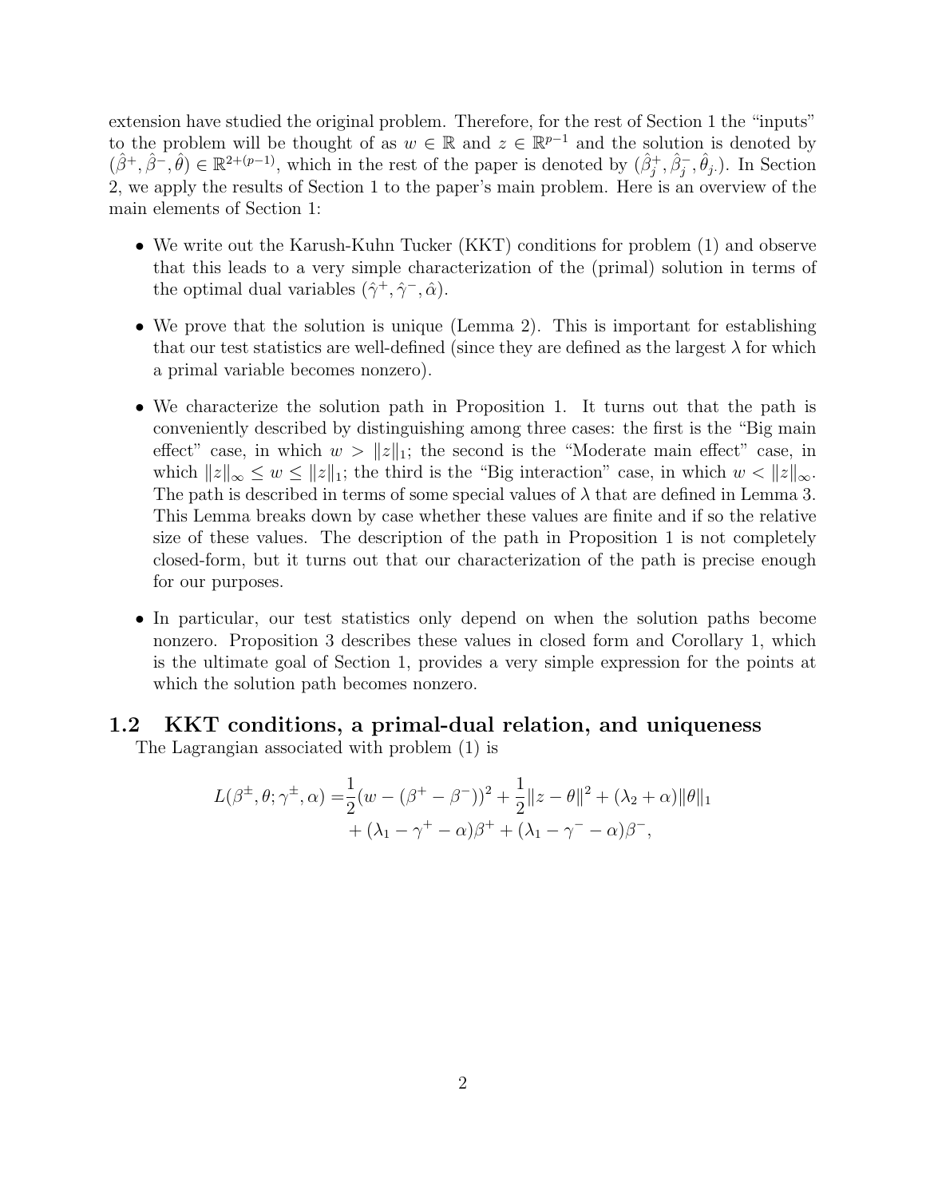extension have studied the original problem. Therefore, for the rest of Section 1 the "inputs" to the problem will be thought of as $w \in \mathbb{R}$ and $z \in \mathbb{R}^{p-1}$ and the solution is denoted by $(\hat{\beta}^+, \hat{\beta}^-, \hat{\theta}) \in \mathbb{R}^{2+(p-1)}$, which in the rest of the paper is denoted by $(\hat{\beta}_j^+, \hat{\beta}_j^-, \hat{\theta}_{j\cdot})$. In Section 2, we apply the results of Section 1 to the paper's main problem. Here is an overview of the main elements of Section 1:

- We write out the Karush-Kuhn Tucker (KKT) conditions for problem (1) and observe that this leads to a very simple characterization of the (primal) solution in terms of the optimal dual variables $(\hat{\gamma}^+, \hat{\gamma}^-, \hat{\alpha})$.
- We prove that the solution is unique (Lemma 2). This is important for establishing that our test statistics are well-defined (since they are defined as the largest $\lambda$ for which a primal variable becomes nonzero).
- We characterize the solution path in Proposition 1. It turns out that the path is conveniently described by distinguishing among three cases: the first is the "Big main effect" case, in which $w > \|z\|_1$; the second is the "Moderate main effect" case, in which $\|z\|_\infty \leq w \leq \|z\|_1$; the third is the "Big interaction" case, in which $w < \|z\|_\infty$. The path is described in terms of some special values of $\lambda$ that are defined in Lemma 3. This Lemma breaks down by case whether these values are finite and if so the relative size of these values. The description of the path in Proposition 1 is not completely closed-form, but it turns out that our characterization of the path is precise enough for our purposes.
- In particular, our test statistics only depend on when the solution paths become nonzero. Proposition 3 describes these values in closed form and Corollary 1, which is the ultimate goal of Section 1, provides a very simple expression for the points at which the solution path becomes nonzero.

## 1.2 KKT conditions, a primal-dual relation, and uniqueness

The Lagrangian associated with problem (1) is

$$
\begin{aligned}
L(\beta^\pm, \theta; \gamma^\pm, \alpha) =& \frac{1}{2}(w - (\beta^+ - \beta^-))^2 + \frac{1}{2}\|z - \theta\|^2 + (\lambda_2 + \alpha)\|\theta\|_1 \\
&+ (\lambda_1 - \gamma^+ - \alpha)\beta^+ + (\lambda_1 - \gamma^- - \alpha)\beta^-,
\end{aligned}
$$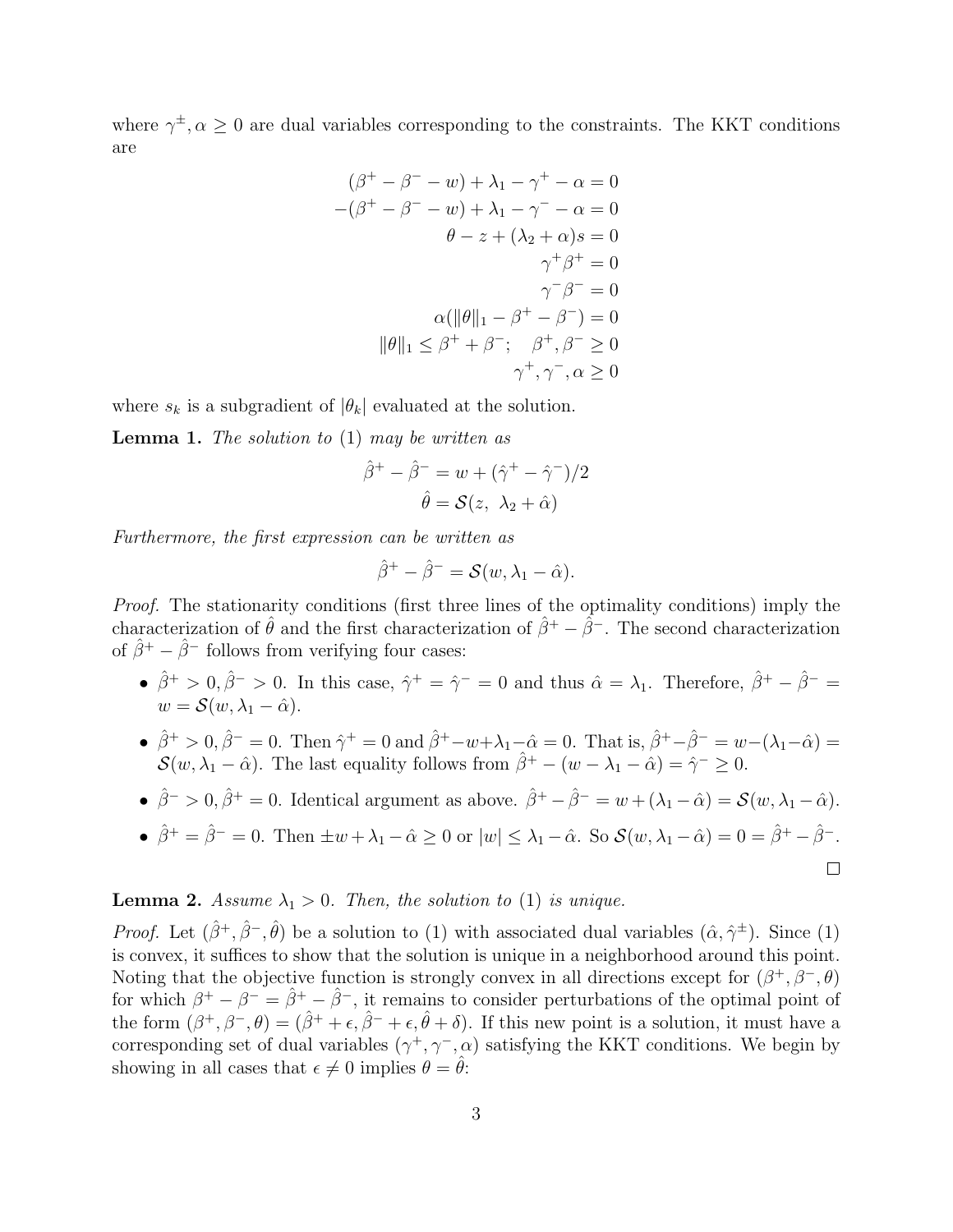where $\gamma^{\pm}, \alpha \geq 0$ are dual variables corresponding to the constraints. The KKT conditions are

$$
\begin{aligned}
(\beta^+ - \beta^- - w) + \lambda_1 - \gamma^+ - \alpha &= 0 \\
-(\beta^+ - \beta^- - w) + \lambda_1 - \gamma^- - \alpha &= 0 \\
\theta - z + (\lambda_2 + \alpha)s &= 0 \\
\gamma^+ \beta^+ &= 0 \\
\gamma^- \beta^- &= 0 \\
\alpha(\|\theta\|_1 - \beta^+ - \beta^-) &= 0 \\
\|\theta\|_1 \leq \beta^+ + \beta^-; \quad \beta^+, \beta^- &\geq 0 \\
\gamma^+, \gamma^-, \alpha &\geq 0
\end{aligned}
$$

where $s_k$ is a subgradient of $|\theta_k|$ evaluated at the solution.

**Lemma 1.** *The solution to* (1) *may be written as*

$$
\begin{aligned}
\hat{\beta}^+ - \hat{\beta}^- &= w + (\hat{\gamma}^+ - \hat{\gamma}^-)/2 \\
\hat{\theta} &= \mathcal{S}(z, \ \lambda_2 + \hat{\alpha})
\end{aligned}
$$

*Furthermore, the first expression can be written as*

$$
\hat{\beta}^+ - \hat{\beta}^- = \mathcal{S}(w, \lambda_1 - \hat{\alpha}).
$$

*Proof.* The stationarity conditions (first three lines of the optimality conditions) imply the characterization of $\hat{\theta}$ and the first characterization of $\hat{\beta}^+ - \hat{\beta}^-$. The second characterization of $\hat{\beta}^+ - \hat{\beta}^-$ follows from verifying four cases:

- $\hat{\beta}^+ > 0, \hat{\beta}^- > 0$. In this case, $\hat{\gamma}^+ = \hat{\gamma}^- = 0$ and thus $\hat{\alpha} = \lambda_1$. Therefore, $\hat{\beta}^+ - \hat{\beta}^- = w = \mathcal{S}(w, \lambda_1 - \hat{\alpha})$.
- $\hat{\beta}^+ > 0, \hat{\beta}^- = 0$. Then $\hat{\gamma}^+ = 0$ and $\hat{\beta}^+ - w + \lambda_1 - \hat{\alpha} = 0$. That is, $\hat{\beta}^+ - \hat{\beta}^- = w - (\lambda_1 - \hat{\alpha}) = \mathcal{S}(w, \lambda_1 - \hat{\alpha})$. The last equality follows from $\hat{\beta}^+ - (w - \lambda_1 - \hat{\alpha}) = \hat{\gamma}^- \geq 0$.
- $\hat{\beta}^- > 0, \hat{\beta}^+ = 0$. Identical argument as above. $\hat{\beta}^+ - \hat{\beta}^- = w + (\lambda_1 - \hat{\alpha}) = \mathcal{S}(w, \lambda_1 - \hat{\alpha})$.
- $\hat{\beta}^+ = \hat{\beta}^- = 0$. Then $\pm w + \lambda_1 - \hat{\alpha} \geq 0$ or $|w| \leq \lambda_1 - \hat{\alpha}$. So $\mathcal{S}(w, \lambda_1 - \hat{\alpha}) = 0 = \hat{\beta}^+ - \hat{\beta}^-$.

$\square$

**Lemma 2.** *Assume $\lambda_1 > 0$. Then, the solution to* (1) *is unique.*

*Proof.* Let $(\hat{\beta}^+, \hat{\beta}^-, \hat{\theta})$ be a solution to (1) with associated dual variables $(\hat{\alpha}, \hat{\gamma}^{\pm})$. Since (1) is convex, it suffices to show that the solution is unique in a neighborhood around this point. Noting that the objective function is strongly convex in all directions except for $(\beta^+, \beta^-, \theta)$ for which $\beta^+ - \beta^- = \hat{\beta}^+ - \hat{\beta}^-$, it remains to consider perturbations of the optimal point of the form $(\beta^+, \beta^-, \theta) = (\hat{\beta}^+ + \epsilon, \hat{\beta}^- + \epsilon, \hat{\theta} + \delta)$. If this new point is a solution, it must have a corresponding set of dual variables $(\gamma^+, \gamma^-, \alpha)$ satisfying the KKT conditions. We begin by showing in all cases that $\epsilon \neq 0$ implies $\theta = \hat{\theta}$: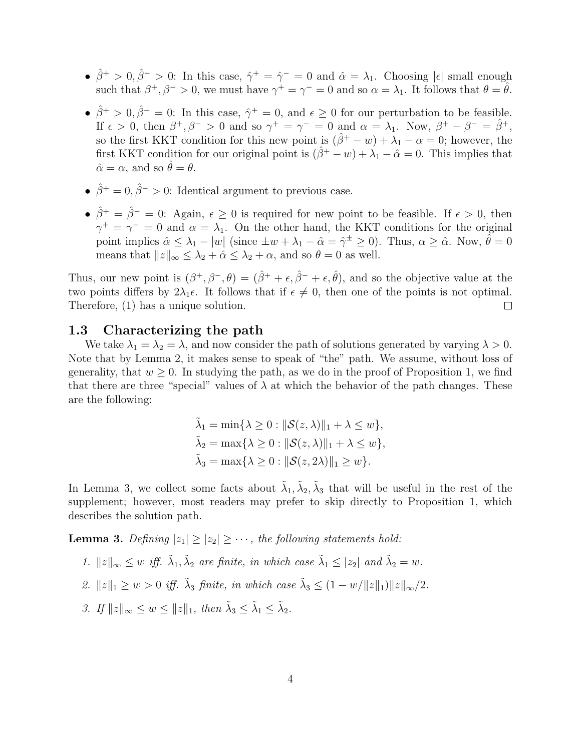- $\hat{\beta}^+ > 0, \hat{\beta}^- > 0$: In this case, $\hat{\gamma}^+ = \hat{\gamma}^- = 0$ and $\hat{\alpha} = \lambda_1$. Choosing $|\epsilon|$ small enough such that $\beta^+, \beta^- > 0$, we must have $\gamma^+ = \gamma^- = 0$ and so $\alpha = \lambda_1$. It follows that $\theta = \hat{\theta}$.
- $\hat{\beta}^+ > 0, \hat{\beta}^- = 0$: In this case, $\hat{\gamma}^+ = 0$, and $\epsilon \geq 0$ for our perturbation to be feasible. If $\epsilon > 0$, then $\beta^+, \beta^- > 0$ and so $\gamma^+ = \gamma^- = 0$ and $\alpha = \lambda_1$. Now, $\beta^+ - \beta^- = \hat{\beta}^+$, so the first KKT condition for this new point is $(\hat{\beta}^+ - w) + \lambda_1 - \alpha = 0$; however, the first KKT condition for our original point is $(\hat{\beta}^+ - w) + \lambda_1 - \hat{\alpha} = 0$. This implies that $\hat{\alpha} = \alpha$, and so $\hat{\theta} = \theta$.
- $\hat{\beta}^+ = 0, \hat{\beta}^- > 0$: Identical argument to previous case.
- $\hat{\beta}^+ = \hat{\beta}^- = 0$: Again, $\epsilon \geq 0$ is required for new point to be feasible. If $\epsilon > 0$, then $\gamma^+ = \gamma^- = 0$ and $\alpha = \lambda_1$. On the other hand, the KKT conditions for the original point implies $\hat{\alpha} \leq \lambda_1 - |w|$ (since $\pm w + \lambda_1 - \hat{\alpha} = \hat{\gamma}^\pm \geq 0$). Thus, $\alpha \geq \hat{\alpha}$. Now, $\hat{\theta} = 0$ means that $\|z\|_\infty \leq \lambda_2 + \hat{\alpha} \leq \lambda_2 + \alpha$, and so $\theta = 0$ as well.

Thus, our new point is $(\beta^+, \beta^-, \theta) = (\hat{\beta}^+ + \epsilon, \hat{\beta}^- + \epsilon, \hat{\theta})$, and so the objective value at the two points differs by $2\lambda_1\epsilon$. It follows that if $\epsilon \neq 0$, then one of the points is not optimal. Therefore, (1) has a unique solution. $\square$

### 1.3 Characterizing the path

We take $\lambda_1 = \lambda_2 = \lambda$, and now consider the path of solutions generated by varying $\lambda > 0$. Note that by Lemma 2, it makes sense to speak of "the" path. We assume, without loss of generality, that $w \geq 0$. In studying the path, as we do in the proof of Proposition 1, we find that there are three "special" values of $\lambda$ at which the behavior of the path changes. These are the following:

$$\tilde{\lambda}_1 = \min\{\lambda \geq 0 : \|\mathcal{S}(z, \lambda)\|_1 + \lambda \leq w\},$$
$$\tilde{\lambda}_2 = \max\{\lambda \geq 0 : \|\mathcal{S}(z, \lambda)\|_1 + \lambda \leq w\},$$
$$\tilde{\lambda}_3 = \max\{\lambda \geq 0 : \|\mathcal{S}(z, 2\lambda)\|_1 \geq w\}.$$

In Lemma 3, we collect some facts about $\tilde{\lambda}_1, \tilde{\lambda}_2, \tilde{\lambda}_3$ that will be useful in the rest of the supplement; however, most readers may prefer to skip directly to Proposition 1, which describes the solution path.

**Lemma 3.** *Defining $|z_1| \geq |z_2| \geq \cdots$, the following statements hold:*

1. *$\|z\|_\infty \leq w$ iff. $\tilde{\lambda}_1, \tilde{\lambda}_2$ are finite, in which case $\tilde{\lambda}_1 \leq |z_2|$ and $\tilde{\lambda}_2 = w$.*
2. *$\|z\|_1 \geq w > 0$ iff. $\tilde{\lambda}_3$ finite, in which case $\tilde{\lambda}_3 \leq (1 - w/\|z\|_1)\|z\|_\infty/2$.*
3. *If $\|z\|_\infty \leq w \leq \|z\|_1$, then $\tilde{\lambda}_3 \leq \tilde{\lambda}_1 \leq \tilde{\lambda}_2$.*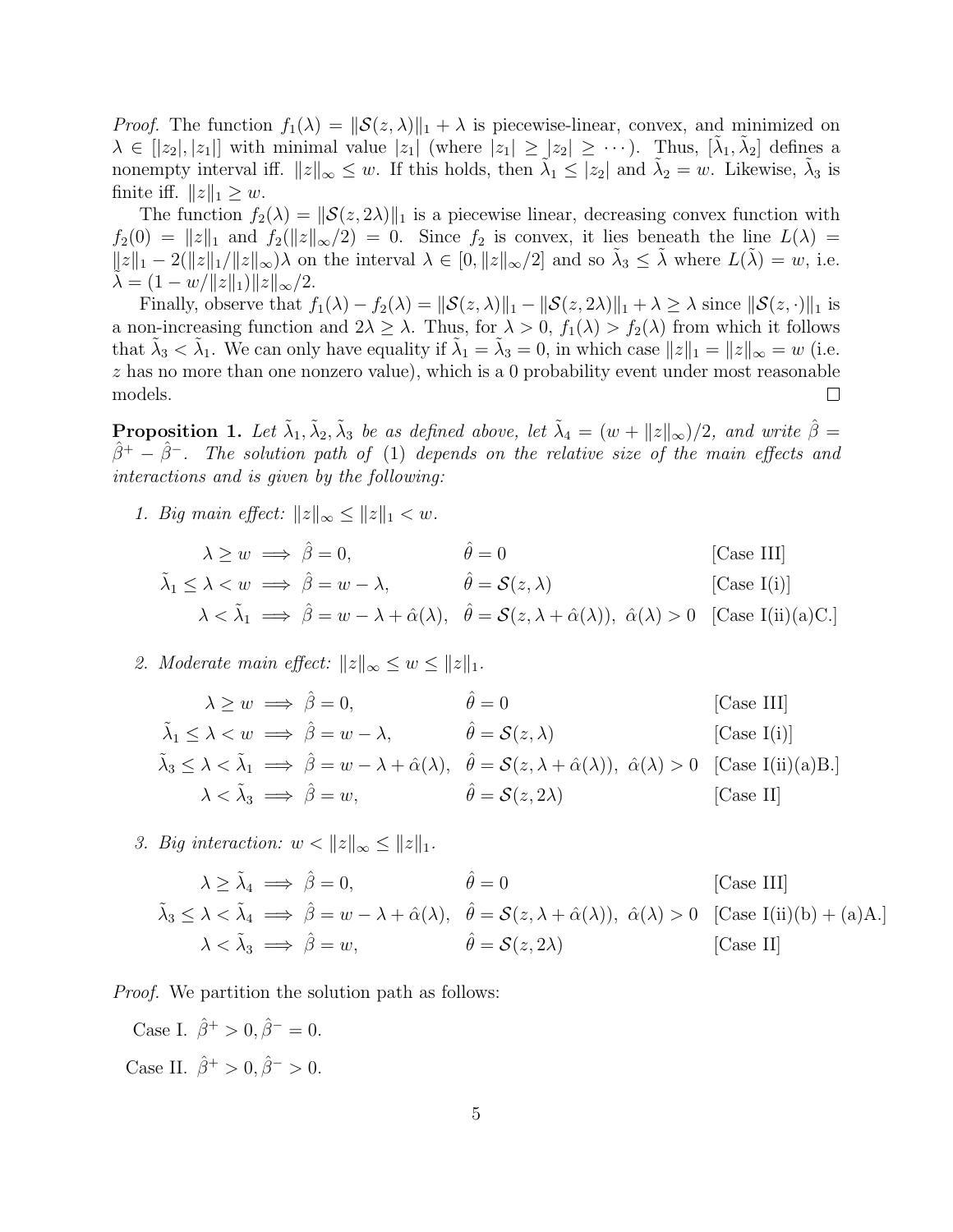*Proof.* The function $f_1(\lambda) = \|\mathcal{S}(z,\lambda)\|_1 + \lambda$ is piecewise-linear, convex, and minimized on $\lambda \in [|z_2|, |z_1|]$ with minimal value $|z_1|$ (where $|z_1| \geq |z_2| \geq \cdots$). Thus, $[\tilde{\lambda}_1, \tilde{\lambda}_2]$ defines a nonempty interval iff. $\|z\|_\infty \leq w$. If this holds, then $\tilde{\lambda}_1 \leq |z_2|$ and $\tilde{\lambda}_2 = w$. Likewise, $\tilde{\lambda}_3$ is finite iff. $\|z\|_1 \geq w$.

The function $f_2(\lambda) = \|\mathcal{S}(z, 2\lambda)\|_1$ is a piecewise linear, decreasing convex function with $f_2(0) = \|z\|_1$ and $f_2(\|z\|_\infty/2) = 0$. Since $f_2$ is convex, it lies beneath the line $L(\lambda) = \|z\|_1 - 2(\|z\|_1/\|z\|_\infty)\lambda$ on the interval $\lambda \in [0, \|z\|_\infty/2]$ and so $\tilde{\lambda}_3 \leq \tilde{\lambda}$ where $L(\tilde{\lambda}) = w$, i.e. $\tilde{\lambda} = (1 - w/\|z\|_1)\|z\|_\infty/2$.

Finally, observe that $f_1(\lambda) - f_2(\lambda) = \|\mathcal{S}(z,\lambda)\|_1 - \|\mathcal{S}(z, 2\lambda)\|_1 + \lambda \geq \lambda$ since $\|\mathcal{S}(z,\cdot)\|_1$ is a non-increasing function and $2\lambda \geq \lambda$. Thus, for $\lambda > 0$, $f_1(\lambda) > f_2(\lambda)$ from which it follows that $\tilde{\lambda}_3 < \tilde{\lambda}_1$. We can only have equality if $\tilde{\lambda}_1 = \tilde{\lambda}_3 = 0$, in which case $\|z\|_1 = \|z\|_\infty = w$ (i.e. $z$ has no more than one nonzero value), which is a 0 probability event under most reasonable models. $\square$

**Proposition 1.** *Let $\tilde{\lambda}_1, \tilde{\lambda}_2, \tilde{\lambda}_3$ be as defined above, let $\tilde{\lambda}_4 = (w + \|z\|_\infty)/2$, and write $\hat{\beta} = \hat{\beta}^+ - \hat{\beta}^-$. The solution path of (1) depends on the relative size of the main effects and interactions and is given by the following:*

1. *Big main effect: $\|z\|_\infty \leq \|z\|_1 < w$.*

$$
\begin{aligned}
\lambda \geq w &\implies \hat{\beta} = 0, & \hat{\theta} &= 0 & &\text{[Case III]}\\
\tilde{\lambda}_1 \leq \lambda < w &\implies \hat{\beta} = w - \lambda, & \hat{\theta} &= \mathcal{S}(z,\lambda) & &\text{[Case I(i)]}\\
\lambda < \tilde{\lambda}_1 &\implies \hat{\beta} = w - \lambda + \hat{\alpha}(\lambda), & \hat{\theta} &= \mathcal{S}(z, \lambda + \hat{\alpha}(\lambda)),\ \hat{\alpha}(\lambda) > 0 & &\text{[Case I(ii)(a)C.]}
\end{aligned}
$$

2. *Moderate main effect: $\|z\|_\infty \leq w \leq \|z\|_1$.*

$$
\begin{aligned}
\lambda \geq w &\implies \hat{\beta} = 0, & \hat{\theta} &= 0 & &\text{[Case III]}\\
\tilde{\lambda}_1 \leq \lambda < w &\implies \hat{\beta} = w - \lambda, & \hat{\theta} &= \mathcal{S}(z,\lambda) & &\text{[Case I(i)]}\\
\tilde{\lambda}_3 \leq \lambda < \tilde{\lambda}_1 &\implies \hat{\beta} = w - \lambda + \hat{\alpha}(\lambda), & \hat{\theta} &= \mathcal{S}(z, \lambda + \hat{\alpha}(\lambda)),\ \hat{\alpha}(\lambda) > 0 & &\text{[Case I(ii)(a)B.]}\\
\lambda < \tilde{\lambda}_3 &\implies \hat{\beta} = w, & \hat{\theta} &= \mathcal{S}(z, 2\lambda) & &\text{[Case II]}
\end{aligned}
$$

3. *Big interaction: $w < \|z\|_\infty \leq \|z\|_1$.*

$$
\begin{aligned}
\lambda \geq \tilde{\lambda}_4 &\implies \hat{\beta} = 0, & \hat{\theta} &= 0 & &\text{[Case III]}\\
\tilde{\lambda}_3 \leq \lambda < \tilde{\lambda}_4 &\implies \hat{\beta} = w - \lambda + \hat{\alpha}(\lambda), & \hat{\theta} &= \mathcal{S}(z, \lambda + \hat{\alpha}(\lambda)),\ \hat{\alpha}(\lambda) > 0 & &\text{[Case I(ii)(b) + (a)A.]}\\
\lambda < \tilde{\lambda}_3 &\implies \hat{\beta} = w, & \hat{\theta} &= \mathcal{S}(z, 2\lambda) & &\text{[Case II]}
\end{aligned}
$$

*Proof.* We partition the solution path as follows:

Case I. $\hat{\beta}^+ > 0, \hat{\beta}^- = 0$.

Case II. $\hat{\beta}^+ > 0, \hat{\beta}^- > 0$.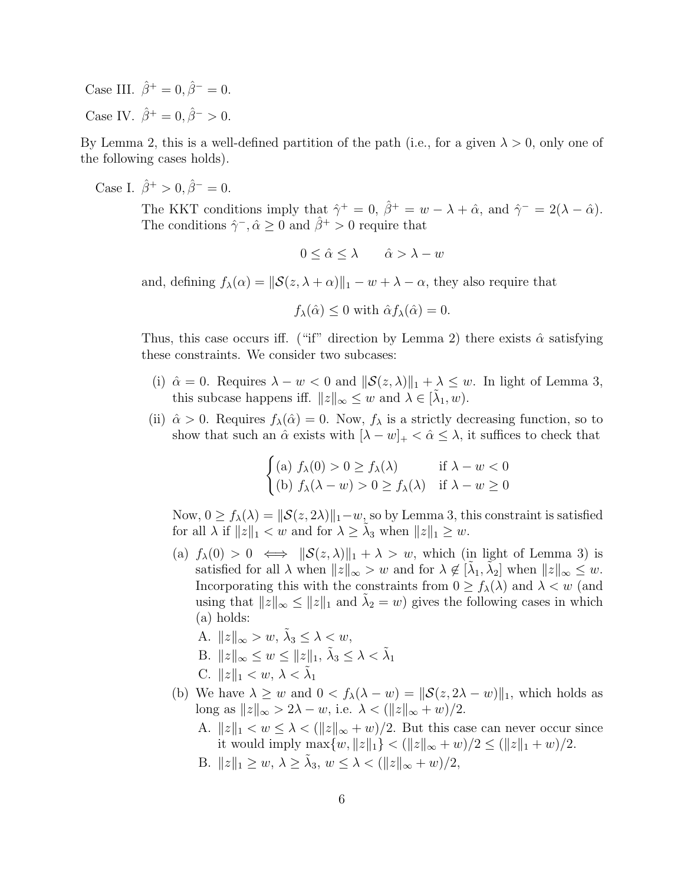Case III. $\hat{\beta}^+ = 0, \hat{\beta}^- = 0$.

Case IV. $\hat{\beta}^+ = 0, \hat{\beta}^- > 0$.

By Lemma 2, this is a well-defined partition of the path (i.e., for a given $\lambda > 0$, only one of the following cases holds).

Case I. $\hat{\beta}^+ > 0, \hat{\beta}^- = 0$.

The KKT conditions imply that $\hat{\gamma}^+ = 0$, $\hat{\beta}^+ = w - \lambda + \hat{\alpha}$, and $\hat{\gamma}^- = 2(\lambda - \hat{\alpha})$. The conditions $\hat{\gamma}^-, \hat{\alpha} \geq 0$ and $\hat{\beta}^+ > 0$ require that

$$0 \leq \hat{\alpha} \leq \lambda \qquad \hat{\alpha} > \lambda - w$$

and, defining $f_\lambda(\alpha) = \|\mathcal{S}(z, \lambda + \alpha)\|_1 - w + \lambda - \alpha$, they also require that

$$f_\lambda(\hat{\alpha}) \leq 0 \text{ with } \hat{\alpha} f_\lambda(\hat{\alpha}) = 0.$$

Thus, this case occurs iff. ("if" direction by Lemma 2) there exists $\hat{\alpha}$ satisfying these constraints. We consider two subcases:

(i) $\hat{\alpha} = 0$. Requires $\lambda - w < 0$ and $\|\mathcal{S}(z, \lambda)\|_1 + \lambda \leq w$. In light of Lemma 3, this subcase happens iff. $\|z\|_\infty \leq w$ and $\lambda \in [\tilde{\lambda}_1, w)$.

(ii) $\hat{\alpha} > 0$. Requires $f_\lambda(\hat{\alpha}) = 0$. Now, $f_\lambda$ is a strictly decreasing function, so to show that such an $\hat{\alpha}$ exists with $[\lambda - w]_+ < \hat{\alpha} \leq \lambda$, it suffices to check that

$$\begin{cases} \text{(a) } f_\lambda(0) > 0 \geq f_\lambda(\lambda) & \text{if } \lambda - w < 0 \\ \text{(b) } f_\lambda(\lambda - w) > 0 \geq f_\lambda(\lambda) & \text{if } \lambda - w \geq 0 \end{cases}$$

Now, $0 \geq f_\lambda(\lambda) = \|\mathcal{S}(z, 2\lambda)\|_1 - w$, so by Lemma 3, this constraint is satisfied for all $\lambda$ if $\|z\|_1 < w$ and for $\lambda \geq \tilde{\lambda}_3$ when $\|z\|_1 \geq w$.

(a) $f_\lambda(0) > 0 \iff \|\mathcal{S}(z, \lambda)\|_1 + \lambda > w$, which (in light of Lemma 3) is satisfied for all $\lambda$ when $\|z\|_\infty > w$ and for $\lambda \notin [\tilde{\lambda}_1, \tilde{\lambda}_2]$ when $\|z\|_\infty \leq w$. Incorporating this with the constraints from $0 \geq f_\lambda(\lambda)$ and $\lambda < w$ (and using that $\|z\|_\infty \leq \|z\|_1$ and $\tilde{\lambda}_2 = w$) gives the following cases in which (a) holds:

A. $\|z\|_\infty > w$, $\tilde{\lambda}_3 \leq \lambda < w$,

B. $\|z\|_\infty \leq w \leq \|z\|_1$, $\tilde{\lambda}_3 \leq \lambda < \tilde{\lambda}_1$

C. $\|z\|_1 < w$, $\lambda < \tilde{\lambda}_1$

(b) We have $\lambda \geq w$ and $0 < f_\lambda(\lambda - w) = \|\mathcal{S}(z, 2\lambda - w)\|_1$, which holds as long as $\|z\|_\infty > 2\lambda - w$, i.e. $\lambda < (\|z\|_\infty + w)/2$.

A. $\|z\|_1 < w \leq \lambda < (\|z\|_\infty + w)/2$. But this case can never occur since it would imply $\max\{w, \|z\|_1\} < (\|z\|_\infty + w)/2 \leq (\|z\|_1 + w)/2$.

B. $\|z\|_1 \geq w$, $\lambda \geq \tilde{\lambda}_3$, $w \leq \lambda < (\|z\|_\infty + w)/2$,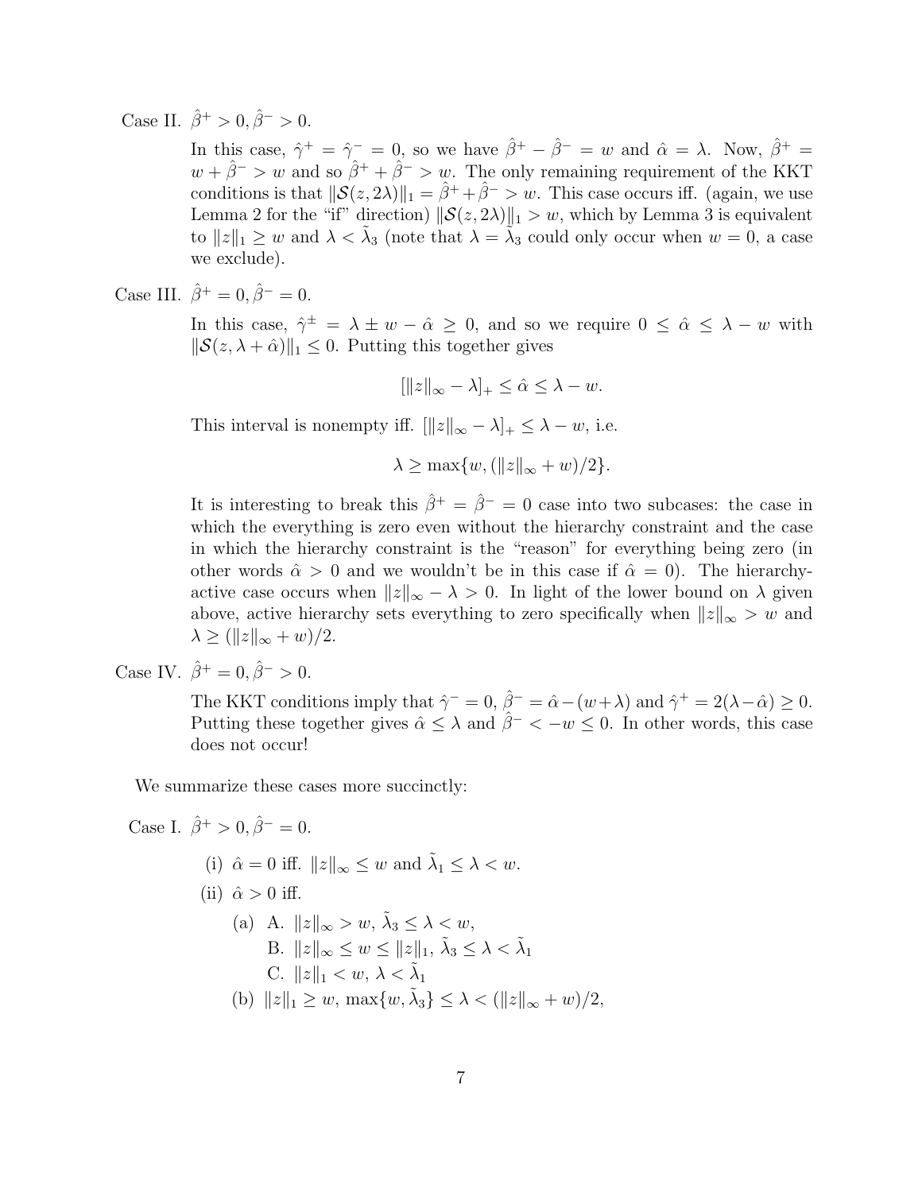Case II. $\hat{\beta}^+ > 0, \hat{\beta}^- > 0$.

In this case, $\hat{\gamma}^+ = \hat{\gamma}^- = 0$, so we have $\hat{\beta}^+ - \hat{\beta}^- = w$ and $\hat{\alpha} = \lambda$. Now, $\hat{\beta}^+ = w + \hat{\beta}^- > w$ and so $\hat{\beta}^+ + \hat{\beta}^- > w$. The only remaining requirement of the KKT conditions is that $\|\mathcal{S}(z, 2\lambda)\|_1 = \hat{\beta}^+ + \hat{\beta}^- > w$. This case occurs iff. (again, we use Lemma 2 for the "if" direction) $\|\mathcal{S}(z, 2\lambda)\|_1 > w$, which by Lemma 3 is equivalent to $\|z\|_1 \geq w$ and $\lambda < \tilde{\lambda}_3$ (note that $\lambda = \tilde{\lambda}_3$ could only occur when $w = 0$, a case we exclude).

Case III. $\hat{\beta}^+ = 0, \hat{\beta}^- = 0$.

In this case, $\hat{\gamma}^\pm = \lambda \pm w - \hat{\alpha} \geq 0$, and so we require $0 \leq \hat{\alpha} \leq \lambda - w$ with $\|\mathcal{S}(z, \lambda + \hat{\alpha})\|_1 \leq 0$. Putting this together gives

$$[\|z\|_\infty - \lambda]_+ \leq \hat{\alpha} \leq \lambda - w.$$

This interval is nonempty iff. $[\|z\|_\infty - \lambda]_+ \leq \lambda - w$, i.e.

$$\lambda \geq \max\{w, (\|z\|_\infty + w)/2\}.$$

It is interesting to break this $\hat{\beta}^+ = \hat{\beta}^- = 0$ case into two subcases: the case in which the everything is zero even without the hierarchy constraint and the case in which the hierarchy constraint is the "reason" for everything being zero (in other words $\hat{\alpha} > 0$ and we wouldn't be in this case if $\hat{\alpha} = 0$). The hierarchy-active case occurs when $\|z\|_\infty - \lambda > 0$. In light of the lower bound on $\lambda$ given above, active hierarchy sets everything to zero specifically when $\|z\|_\infty > w$ and $\lambda \geq (\|z\|_\infty + w)/2$.

Case IV. $\hat{\beta}^+ = 0, \hat{\beta}^- > 0$.

The KKT conditions imply that $\hat{\gamma}^- = 0$, $\hat{\beta}^- = \hat{\alpha} - (w + \lambda)$ and $\hat{\gamma}^+ = 2(\lambda - \hat{\alpha}) \geq 0$. Putting these together gives $\hat{\alpha} \leq \lambda$ and $\hat{\beta}^- < -w \leq 0$. In other words, this case does not occur!

We summarize these cases more succinctly:

Case I. $\hat{\beta}^+ > 0, \hat{\beta}^- = 0$.

- (i) $\hat{\alpha} = 0$ iff. $\|z\|_\infty \leq w$ and $\tilde{\lambda}_1 \leq \lambda < w$.
- (ii) $\hat{\alpha} > 0$ iff.
  - (a) A. $\|z\|_\infty > w$, $\tilde{\lambda}_3 \leq \lambda < w$,
    
    B. $\|z\|_\infty \leq w \leq \|z\|_1$, $\tilde{\lambda}_3 \leq \lambda < \tilde{\lambda}_1$
    
    C. $\|z\|_1 < w$, $\lambda < \tilde{\lambda}_1$
  - (b) $\|z\|_1 \geq w$, $\max\{w, \tilde{\lambda}_3\} \leq \lambda < (\|z\|_\infty + w)/2$,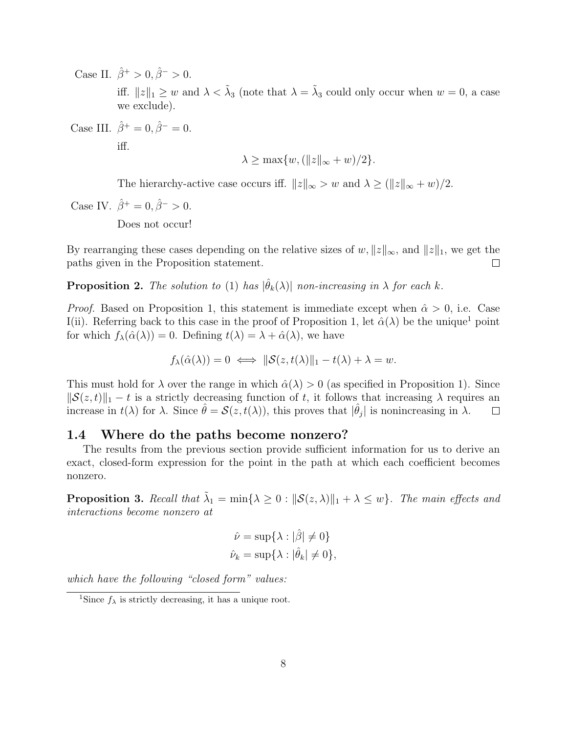Case II. $\hat{\beta}^+ > 0, \hat{\beta}^- > 0$.

iff. $\|z\|_1 \geq w$ and $\lambda < \tilde{\lambda}_3$ (note that $\lambda = \tilde{\lambda}_3$ could only occur when $w = 0$, a case we exclude).

Case III. $\hat{\beta}^+ = 0, \hat{\beta}^- = 0$.

iff.

$$\lambda \geq \max\{w, (\|z\|_\infty + w)/2\}.$$

The hierarchy-active case occurs iff. $\|z\|_\infty > w$ and $\lambda \geq (\|z\|_\infty + w)/2$.

Case IV. $\hat{\beta}^+ = 0, \hat{\beta}^- > 0$.

Does not occur!

By rearranging these cases depending on the relative sizes of $w$, $\|z\|_\infty$, and $\|z\|_1$, we get the paths given in the Proposition statement. □

**Proposition 2.** *The solution to* (1) *has* $|\hat{\theta}_k(\lambda)|$ *non-increasing in* $\lambda$ *for each* $k$.

*Proof.* Based on Proposition 1, this statement is immediate except when $\hat{\alpha} > 0$, i.e. Case I(ii). Referring back to this case in the proof of Proposition 1, let $\hat{\alpha}(\lambda)$ be the unique[1] point for which $f_\lambda(\hat{\alpha}(\lambda)) = 0$. Defining $t(\lambda) = \lambda + \hat{\alpha}(\lambda)$, we have

$$f_\lambda(\hat{\alpha}(\lambda)) = 0 \iff \|\mathcal{S}(z, t(\lambda))\|_1 - t(\lambda) + \lambda = w.$$

This must hold for $\lambda$ over the range in which $\hat{\alpha}(\lambda) > 0$ (as specified in Proposition 1). Since $\|\mathcal{S}(z, t)\|_1 - t$ is a strictly decreasing function of $t$, it follows that increasing $\lambda$ requires an increase in $t(\lambda)$ for $\lambda$. Since $\hat{\theta} = \mathcal{S}(z, t(\lambda))$, this proves that $|\hat{\theta}_j|$ is nonincreasing in $\lambda$. □

## 1.4 Where do the paths become nonzero?

The results from the previous section provide sufficient information for us to derive an exact, closed-form expression for the point in the path at which each coefficient becomes nonzero.

**Proposition 3.** *Recall that* $\tilde{\lambda}_1 = \min\{\lambda \geq 0 : \|\mathcal{S}(z, \lambda)\|_1 + \lambda \leq w\}$. *The main effects and interactions become nonzero at*

$$\hat{\nu} = \sup\{\lambda : |\hat{\beta}| \neq 0\}$$
$$\hat{\nu}_k = \sup\{\lambda : |\hat{\theta}_k| \neq 0\},$$

*which have the following "closed form" values:*

[1] Since $f_\lambda$ is strictly decreasing, it has a unique root.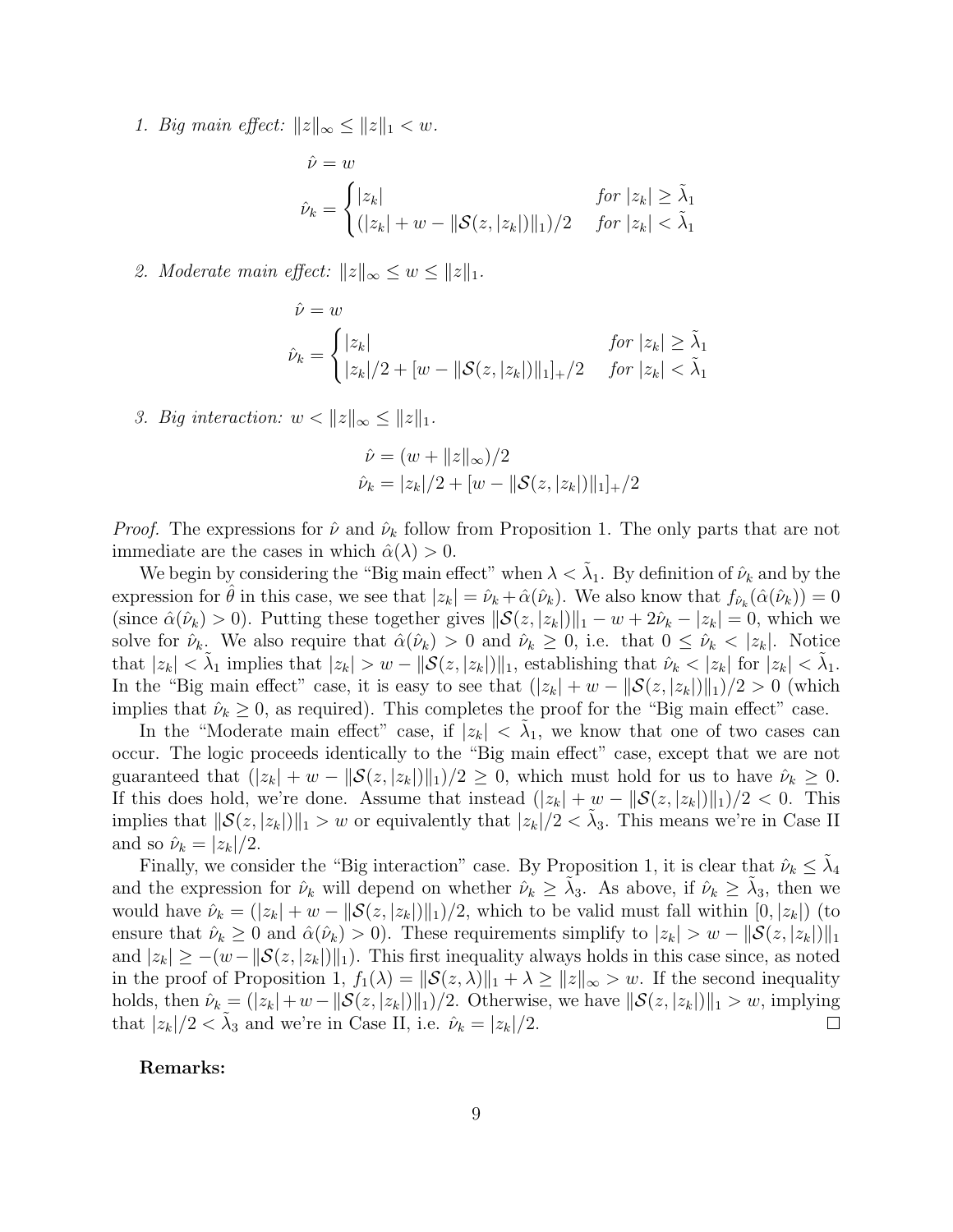1. *Big main effect:* $\|z\|_\infty \leq \|z\|_1 < w$.

$$\hat{\nu} = w$$
$$\hat{\nu}_k = \begin{cases} |z_k| & \text{for } |z_k| \geq \tilde{\lambda}_1 \\ (|z_k| + w - \|\mathcal{S}(z, |z_k|)\|_1)/2 & \text{for } |z_k| < \tilde{\lambda}_1 \end{cases}$$

2. *Moderate main effect:* $\|z\|_\infty \leq w \leq \|z\|_1$.

$$\hat{\nu} = w$$
$$\hat{\nu}_k = \begin{cases} |z_k| & \text{for } |z_k| \geq \tilde{\lambda}_1 \\ |z_k|/2 + [w - \|\mathcal{S}(z, |z_k|)\|_1]_+/2 & \text{for } |z_k| < \tilde{\lambda}_1 \end{cases}$$

3. *Big interaction:* $w < \|z\|_\infty \leq \|z\|_1$.

$$\hat{\nu} = (w + \|z\|_\infty)/2$$
$$\hat{\nu}_k = |z_k|/2 + [w - \|\mathcal{S}(z, |z_k|)\|_1]_+/2$$

*Proof.* The expressions for $\hat{\nu}$ and $\hat{\nu}_k$ follow from Proposition 1. The only parts that are not immediate are the cases in which $\hat{\alpha}(\lambda) > 0$.

We begin by considering the "Big main effect" when $\lambda < \tilde{\lambda}_1$. By definition of $\hat{\nu}_k$ and by the expression for $\hat{\theta}$ in this case, we see that $|z_k| = \hat{\nu}_k + \hat{\alpha}(\hat{\nu}_k)$. We also know that $f_{\hat{\nu}_k}(\hat{\alpha}(\hat{\nu}_k)) = 0$ (since $\hat{\alpha}(\hat{\nu}_k) > 0$). Putting these together gives $\|\mathcal{S}(z, |z_k|)\|_1 - w + 2\hat{\nu}_k - |z_k| = 0$, which we solve for $\hat{\nu}_k$. We also require that $\hat{\alpha}(\hat{\nu}_k) > 0$ and $\hat{\nu}_k \geq 0$, i.e. that $0 \leq \hat{\nu}_k < |z_k|$. Notice that $|z_k| < \tilde{\lambda}_1$ implies that $|z_k| > w - \|\mathcal{S}(z, |z_k|)\|_1$, establishing that $\hat{\nu}_k < |z_k|$ for $|z_k| < \tilde{\lambda}_1$. In the "Big main effect" case, it is easy to see that $(|z_k| + w - \|\mathcal{S}(z, |z_k|)\|_1)/2 > 0$ (which implies that $\hat{\nu}_k \geq 0$, as required). This completes the proof for the "Big main effect" case.

In the "Moderate main effect" case, if $|z_k| < \tilde{\lambda}_1$, we know that one of two cases can occur. The logic proceeds identically to the "Big main effect" case, except that we are not guaranteed that $(|z_k| + w - \|\mathcal{S}(z, |z_k|)\|_1)/2 \geq 0$, which must hold for us to have $\hat{\nu}_k \geq 0$. If this does hold, we're done. Assume that instead $(|z_k| + w - \|\mathcal{S}(z, |z_k|)\|_1)/2 < 0$. This implies that $\|\mathcal{S}(z, |z_k|)\|_1 > w$ or equivalently that $|z_k|/2 < \tilde{\lambda}_3$. This means we're in Case II and so $\hat{\nu}_k = |z_k|/2$.

Finally, we consider the "Big interaction" case. By Proposition 1, it is clear that $\hat{\nu}_k \leq \tilde{\lambda}_4$ and the expression for $\hat{\nu}_k$ will depend on whether $\hat{\nu}_k \geq \tilde{\lambda}_3$. As above, if $\hat{\nu}_k \geq \tilde{\lambda}_3$, then we would have $\hat{\nu}_k = (|z_k| + w - \|\mathcal{S}(z, |z_k|)\|_1)/2$, which to be valid must fall within $[0, |z_k|)$ (to ensure that $\hat{\nu}_k \geq 0$ and $\hat{\alpha}(\hat{\nu}_k) > 0$). These requirements simplify to $|z_k| > w - \|\mathcal{S}(z, |z_k|)\|_1$ and $|z_k| \geq -(w - \|\mathcal{S}(z, |z_k|)\|_1)$. This first inequality always holds in this case since, as noted in the proof of Proposition 1, $f_1(\lambda) = \|\mathcal{S}(z, \lambda)\|_1 + \lambda \geq \|z\|_\infty > w$. If the second inequality holds, then $\hat{\nu}_k = (|z_k| + w - \|\mathcal{S}(z, |z_k|)\|_1)/2$. Otherwise, we have $\|\mathcal{S}(z, |z_k|)\|_1 > w$, implying that $|z_k|/2 < \tilde{\lambda}_3$ and we're in Case II, i.e. $\hat{\nu}_k = |z_k|/2$. $\square$

**Remarks:**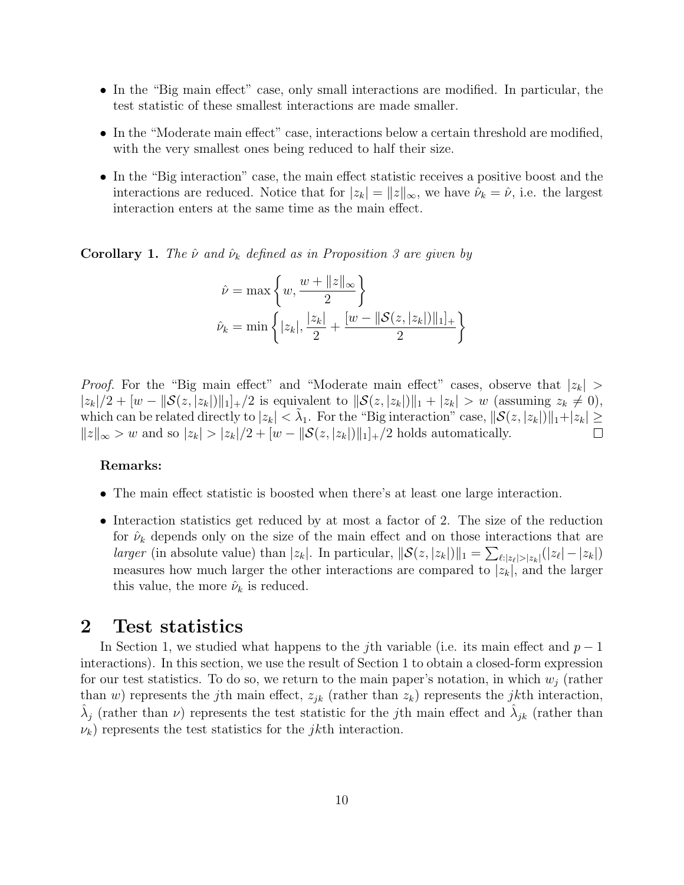- In the "Big main effect" case, only small interactions are modified. In particular, the test statistic of these smallest interactions are made smaller.
- In the "Moderate main effect" case, interactions below a certain threshold are modified, with the very smallest ones being reduced to half their size.
- In the "Big interaction" case, the main effect statistic receives a positive boost and the interactions are reduced. Notice that for $|z_k| = \|z\|_\infty$, we have $\hat{\nu}_k = \hat{\nu}$, i.e. the largest interaction enters at the same time as the main effect.

**Corollary 1.** *The $\hat{\nu}$ and $\hat{\nu}_k$ defined as in Proposition 3 are given by*

$$\hat{\nu} = \max\left\{w, \frac{w + \|z\|_\infty}{2}\right\}$$

$$\hat{\nu}_k = \min\left\{|z_k|, \frac{|z_k|}{2} + \frac{[w - \|\mathcal{S}(z, |z_k|)\|_1]_+}{2}\right\}$$

*Proof.* For the "Big main effect" and "Moderate main effect" cases, observe that $|z_k| > |z_k|/2 + [w - \|\mathcal{S}(z, |z_k|)\|_1]_+/2$ is equivalent to $\|\mathcal{S}(z, |z_k|)\|_1 + |z_k| > w$ (assuming $z_k \neq 0$), which can be related directly to $|z_k| < \tilde{\lambda}_1$. For the "Big interaction" case, $\|\mathcal{S}(z, |z_k|)\|_1 + |z_k| \geq \|z\|_\infty > w$ and so $|z_k| > |z_k|/2 + [w - \|\mathcal{S}(z, |z_k|)\|_1]_+/2$ holds automatically. $\square$

**Remarks:**

- The main effect statistic is boosted when there's at least one large interaction.
- Interaction statistics get reduced by at most a factor of 2. The size of the reduction for $\hat{\nu}_k$ depends only on the size of the main effect and on those interactions that are *larger* (in absolute value) than $|z_k|$. In particular, $\|\mathcal{S}(z, |z_k|)\|_1 = \sum_{\ell:|z_\ell|>|z_k|}(|z_\ell| - |z_k|)$ measures how much larger the other interactions are compared to $|z_k|$, and the larger this value, the more $\hat{\nu}_k$ is reduced.

# 2 Test statistics

In Section 1, we studied what happens to the $j$th variable (i.e. its main effect and $p-1$ interactions). In this section, we use the result of Section 1 to obtain a closed-form expression for our test statistics. To do so, we return to the main paper's notation, in which $w_j$ (rather than $w$) represents the $j$th main effect, $z_{jk}$ (rather than $z_k$) represents the $jk$th interaction, $\hat{\lambda}_j$ (rather than $\nu$) represents the test statistic for the $j$th main effect and $\hat{\lambda}_{jk}$ (rather than $\nu_k$) represents the test statistics for the $jk$th interaction.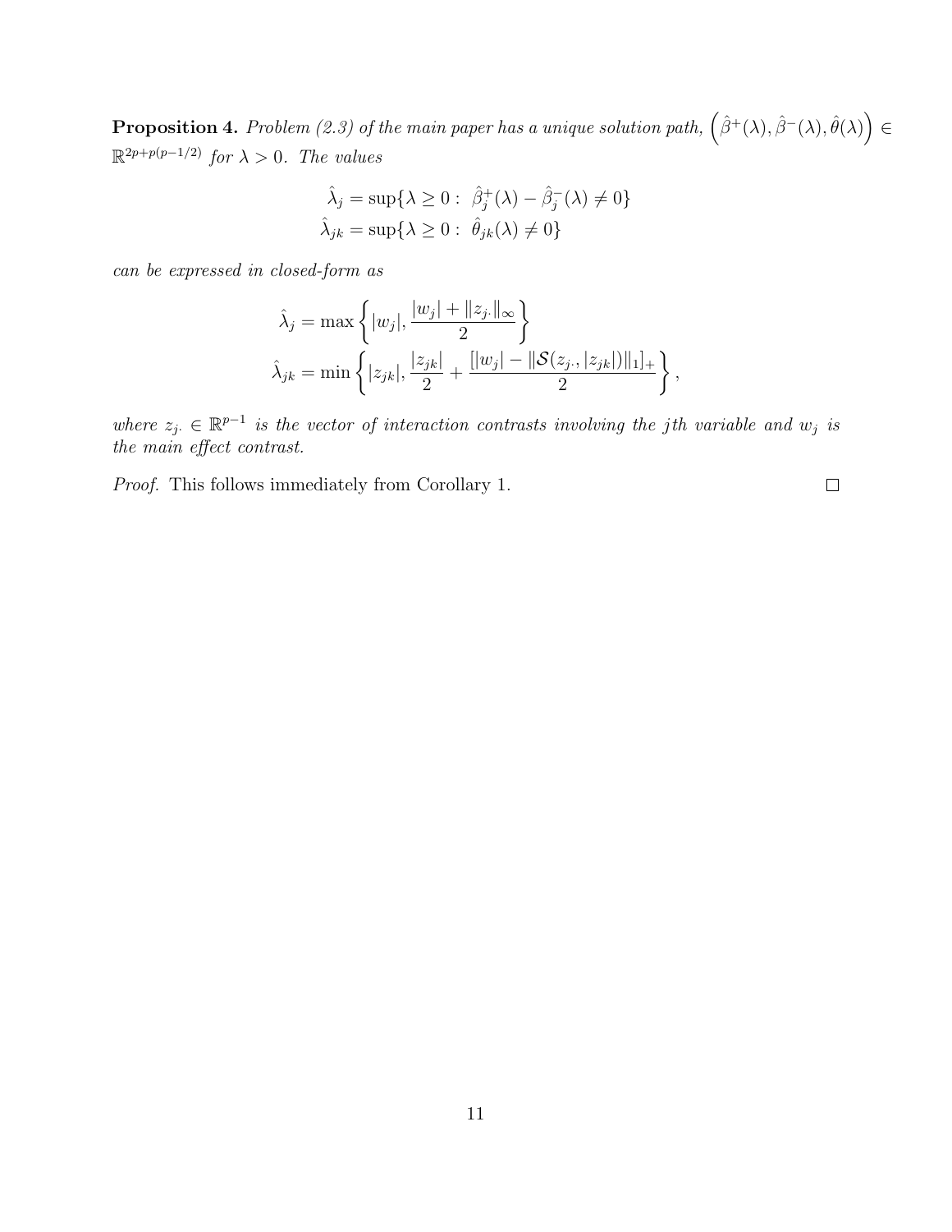**Proposition 4.** *Problem (2.3) of the main paper has a unique solution path,* $\left(\hat{\beta}^+(\lambda), \hat{\beta}^-(\lambda), \hat{\theta}(\lambda)\right) \in \mathbb{R}^{2p+p(p-1/2)}$ *for* $\lambda > 0$. *The values*

$$
\begin{aligned}
\hat{\lambda}_j &= \sup\{\lambda \geq 0 : \ \hat{\beta}_j^+(\lambda) - \hat{\beta}_j^-(\lambda) \neq 0\} \\
\hat{\lambda}_{jk} &= \sup\{\lambda \geq 0 : \ \hat{\theta}_{jk}(\lambda) \neq 0\}
\end{aligned}
$$

*can be expressed in closed-form as*

$$
\begin{aligned}
\hat{\lambda}_j &= \max\left\{|w_j|, \frac{|w_j| + \|z_{j\cdot}\|_\infty}{2}\right\} \\
\hat{\lambda}_{jk} &= \min\left\{|z_{jk}|, \frac{|z_{jk}|}{2} + \frac{[|w_j| - \|\mathcal{S}(z_{j\cdot}, |z_{jk}|)\|_1]_+}{2}\right\},
\end{aligned}
$$

*where* $z_{j\cdot} \in \mathbb{R}^{p-1}$ *is the vector of interaction contrasts involving the* $j$*th variable and* $w_j$ *is the main effect contrast.*

*Proof.* This follows immediately from Corollary 1. $\square$